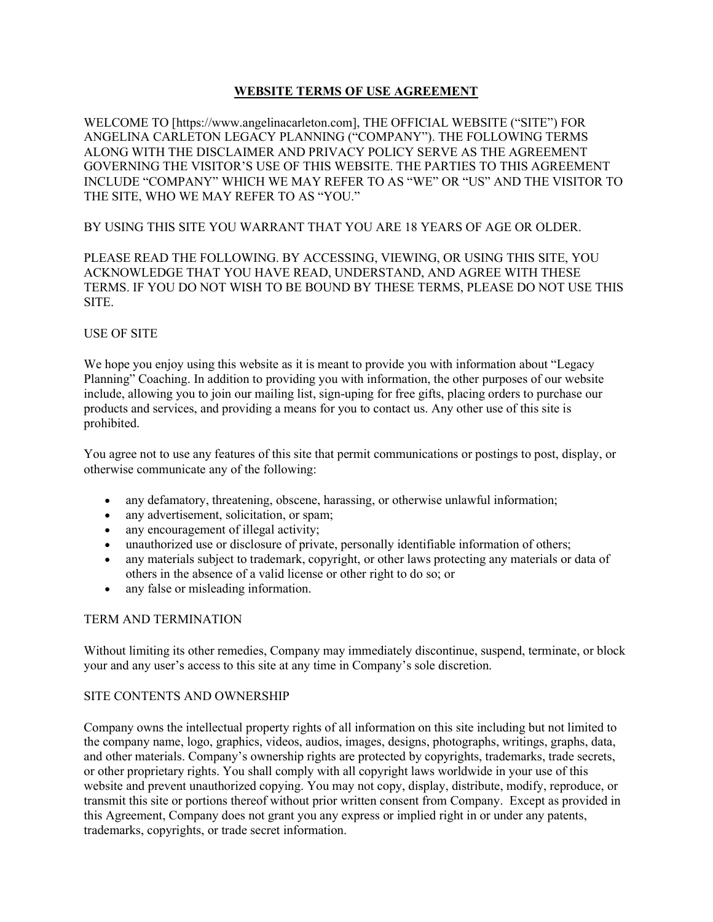# **WEBSITE TERMS OF USE AGREEMENT**

WELCOME TO [https://www.angelinacarleton.com], THE OFFICIAL WEBSITE ("SITE") FOR ANGELINA CARLETON LEGACY PLANNING ("COMPANY"). THE FOLLOWING TERMS ALONG WITH THE DISCLAIMER AND PRIVACY POLICY SERVE AS THE AGREEMENT GOVERNING THE VISITOR'S USE OF THIS WEBSITE. THE PARTIES TO THIS AGREEMENT INCLUDE "COMPANY" WHICH WE MAY REFER TO AS "WE" OR "US" AND THE VISITOR TO THE SITE, WHO WE MAY REFER TO AS "YOU."

BY USING THIS SITE YOU WARRANT THAT YOU ARE 18 YEARS OF AGE OR OLDER.

PLEASE READ THE FOLLOWING. BY ACCESSING, VIEWING, OR USING THIS SITE, YOU ACKNOWLEDGE THAT YOU HAVE READ, UNDERSTAND, AND AGREE WITH THESE TERMS. IF YOU DO NOT WISH TO BE BOUND BY THESE TERMS, PLEASE DO NOT USE THIS SITE.

## USE OF SITE

We hope you enjoy using this website as it is meant to provide you with information about "Legacy Planning" Coaching. In addition to providing you with information, the other purposes of our website include, allowing you to join our mailing list, sign-uping for free gifts, placing orders to purchase our products and services, and providing a means for you to contact us. Any other use of this site is prohibited.

You agree not to use any features of this site that permit communications or postings to post, display, or otherwise communicate any of the following:

- any defamatory, threatening, obscene, harassing, or otherwise unlawful information;
- any advertisement, solicitation, or spam;
- any encouragement of illegal activity;
- unauthorized use or disclosure of private, personally identifiable information of others;
- any materials subject to trademark, copyright, or other laws protecting any materials or data of others in the absence of a valid license or other right to do so; or
- any false or misleading information.

## TERM AND TERMINATION

Without limiting its other remedies, Company may immediately discontinue, suspend, terminate, or block your and any user's access to this site at any time in Company's sole discretion.

## SITE CONTENTS AND OWNERSHIP

Company owns the intellectual property rights of all information on this site including but not limited to the company name, logo, graphics, videos, audios, images, designs, photographs, writings, graphs, data, and other materials. Company's ownership rights are protected by copyrights, trademarks, trade secrets, or other proprietary rights. You shall comply with all copyright laws worldwide in your use of this website and prevent unauthorized copying. You may not copy, display, distribute, modify, reproduce, or transmit this site or portions thereof without prior written consent from Company. Except as provided in this Agreement, Company does not grant you any express or implied right in or under any patents, trademarks, copyrights, or trade secret information.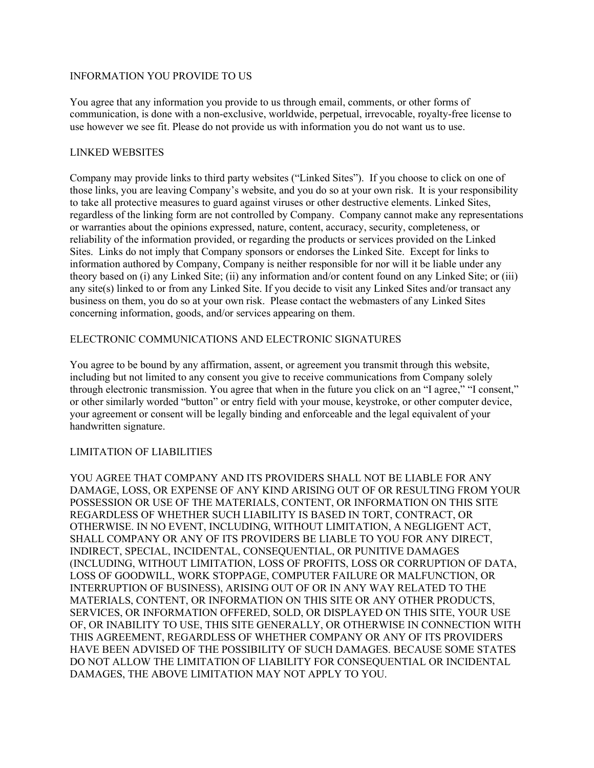## INFORMATION YOU PROVIDE TO US

You agree that any information you provide to us through email, comments, or other forms of communication, is done with a non-exclusive, worldwide, perpetual, irrevocable, royalty-free license to use however we see fit. Please do not provide us with information you do not want us to use.

## LINKED WEBSITES

Company may provide links to third party websites ("Linked Sites"). If you choose to click on one of those links, you are leaving Company's website, and you do so at your own risk. It is your responsibility to take all protective measures to guard against viruses or other destructive elements. Linked Sites, regardless of the linking form are not controlled by Company. Company cannot make any representations or warranties about the opinions expressed, nature, content, accuracy, security, completeness, or reliability of the information provided, or regarding the products or services provided on the Linked Sites. Links do not imply that Company sponsors or endorses the Linked Site. Except for links to information authored by Company, Company is neither responsible for nor will it be liable under any theory based on (i) any Linked Site; (ii) any information and/or content found on any Linked Site; or (iii) any site(s) linked to or from any Linked Site. If you decide to visit any Linked Sites and/or transact any business on them, you do so at your own risk. Please contact the webmasters of any Linked Sites concerning information, goods, and/or services appearing on them.

## ELECTRONIC COMMUNICATIONS AND ELECTRONIC SIGNATURES

You agree to be bound by any affirmation, assent, or agreement you transmit through this website, including but not limited to any consent you give to receive communications from Company solely through electronic transmission. You agree that when in the future you click on an "I agree," "I consent," or other similarly worded "button" or entry field with your mouse, keystroke, or other computer device, your agreement or consent will be legally binding and enforceable and the legal equivalent of your handwritten signature.

## LIMITATION OF LIABILITIES

YOU AGREE THAT COMPANY AND ITS PROVIDERS SHALL NOT BE LIABLE FOR ANY DAMAGE, LOSS, OR EXPENSE OF ANY KIND ARISING OUT OF OR RESULTING FROM YOUR POSSESSION OR USE OF THE MATERIALS, CONTENT, OR INFORMATION ON THIS SITE REGARDLESS OF WHETHER SUCH LIABILITY IS BASED IN TORT, CONTRACT, OR OTHERWISE. IN NO EVENT, INCLUDING, WITHOUT LIMITATION, A NEGLIGENT ACT, SHALL COMPANY OR ANY OF ITS PROVIDERS BE LIABLE TO YOU FOR ANY DIRECT, INDIRECT, SPECIAL, INCIDENTAL, CONSEQUENTIAL, OR PUNITIVE DAMAGES (INCLUDING, WITHOUT LIMITATION, LOSS OF PROFITS, LOSS OR CORRUPTION OF DATA, LOSS OF GOODWILL, WORK STOPPAGE, COMPUTER FAILURE OR MALFUNCTION, OR INTERRUPTION OF BUSINESS), ARISING OUT OF OR IN ANY WAY RELATED TO THE MATERIALS, CONTENT, OR INFORMATION ON THIS SITE OR ANY OTHER PRODUCTS, SERVICES, OR INFORMATION OFFERED, SOLD, OR DISPLAYED ON THIS SITE, YOUR USE OF, OR INABILITY TO USE, THIS SITE GENERALLY, OR OTHERWISE IN CONNECTION WITH THIS AGREEMENT, REGARDLESS OF WHETHER COMPANY OR ANY OF ITS PROVIDERS HAVE BEEN ADVISED OF THE POSSIBILITY OF SUCH DAMAGES. BECAUSE SOME STATES DO NOT ALLOW THE LIMITATION OF LIABILITY FOR CONSEQUENTIAL OR INCIDENTAL DAMAGES, THE ABOVE LIMITATION MAY NOT APPLY TO YOU.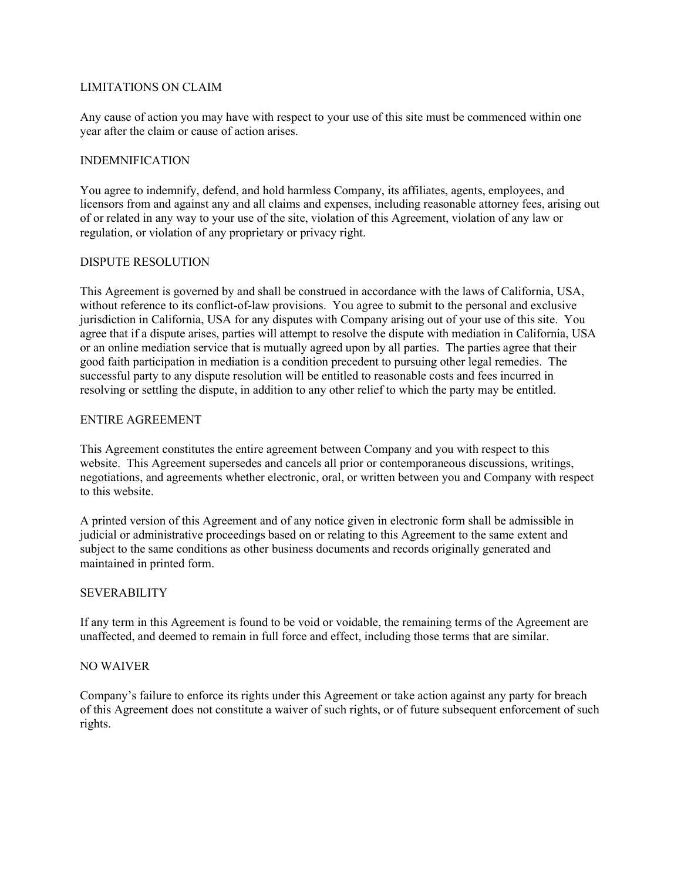## LIMITATIONS ON CLAIM

Any cause of action you may have with respect to your use of this site must be commenced within one year after the claim or cause of action arises.

## INDEMNIFICATION

You agree to indemnify, defend, and hold harmless Company, its affiliates, agents, employees, and licensors from and against any and all claims and expenses, including reasonable attorney fees, arising out of or related in any way to your use of the site, violation of this Agreement, violation of any law or regulation, or violation of any proprietary or privacy right.

## DISPUTE RESOLUTION

This Agreement is governed by and shall be construed in accordance with the laws of California, USA, without reference to its conflict-of-law provisions. You agree to submit to the personal and exclusive jurisdiction in California, USA for any disputes with Company arising out of your use of this site. You agree that if a dispute arises, parties will attempt to resolve the dispute with mediation in California, USA or an online mediation service that is mutually agreed upon by all parties. The parties agree that their good faith participation in mediation is a condition precedent to pursuing other legal remedies. The successful party to any dispute resolution will be entitled to reasonable costs and fees incurred in resolving or settling the dispute, in addition to any other relief to which the party may be entitled.

## ENTIRE AGREEMENT

This Agreement constitutes the entire agreement between Company and you with respect to this website. This Agreement supersedes and cancels all prior or contemporaneous discussions, writings, negotiations, and agreements whether electronic, oral, or written between you and Company with respect to this website.

A printed version of this Agreement and of any notice given in electronic form shall be admissible in judicial or administrative proceedings based on or relating to this Agreement to the same extent and subject to the same conditions as other business documents and records originally generated and maintained in printed form.

## SEVERABILITY

If any term in this Agreement is found to be void or voidable, the remaining terms of the Agreement are unaffected, and deemed to remain in full force and effect, including those terms that are similar.

## NO WAIVER

Company's failure to enforce its rights under this Agreement or take action against any party for breach of this Agreement does not constitute a waiver of such rights, or of future subsequent enforcement of such rights.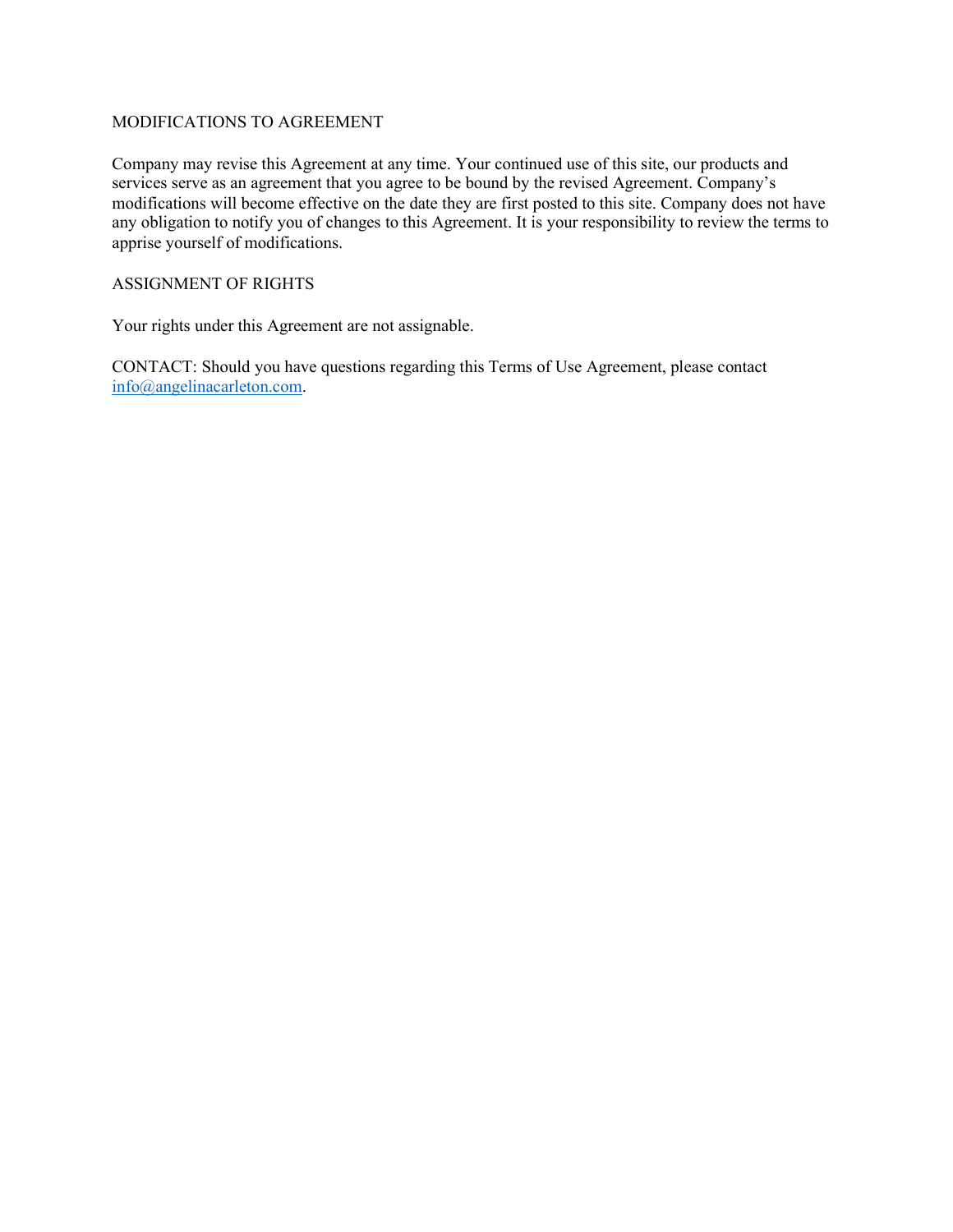## MODIFICATIONS TO AGREEMENT

Company may revise this Agreement at any time. Your continued use of this site, our products and services serve as an agreement that you agree to be bound by the revised Agreement. Company's modifications will become effective on the date they are first posted to this site. Company does not have any obligation to notify you of changes to this Agreement. It is your responsibility to review the terms to apprise yourself of modifications.

## ASSIGNMENT OF RIGHTS

Your rights under this Agreement are not assignable.

CONTACT: Should you have questions regarding this Terms of Use Agreement, please contact info@angelinacarleton.com.